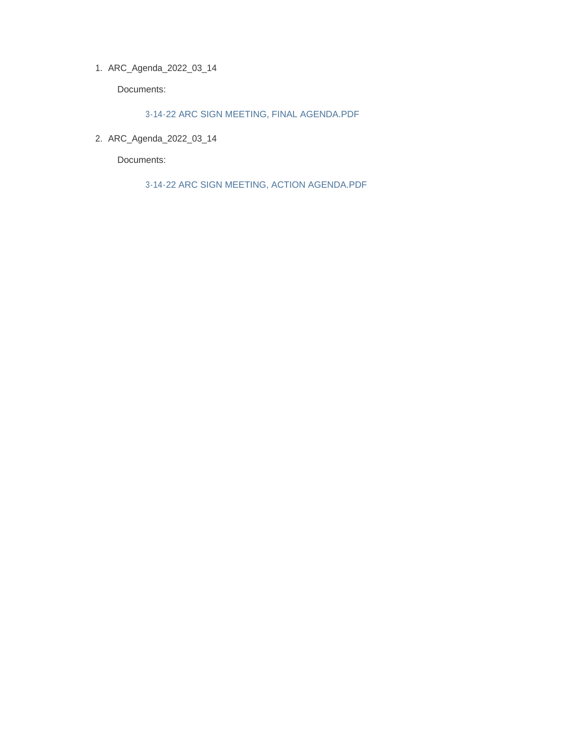1. ARC_Agenda_2022_03_14

   Documents:

   3-14-22 ARC SIGN MEETING, FINAL AGENDA.PDF

2. ARC_Agenda_2022_03_14

   Documents:

   3-14-22 ARC SIGN MEETING, ACTION AGENDA.PDF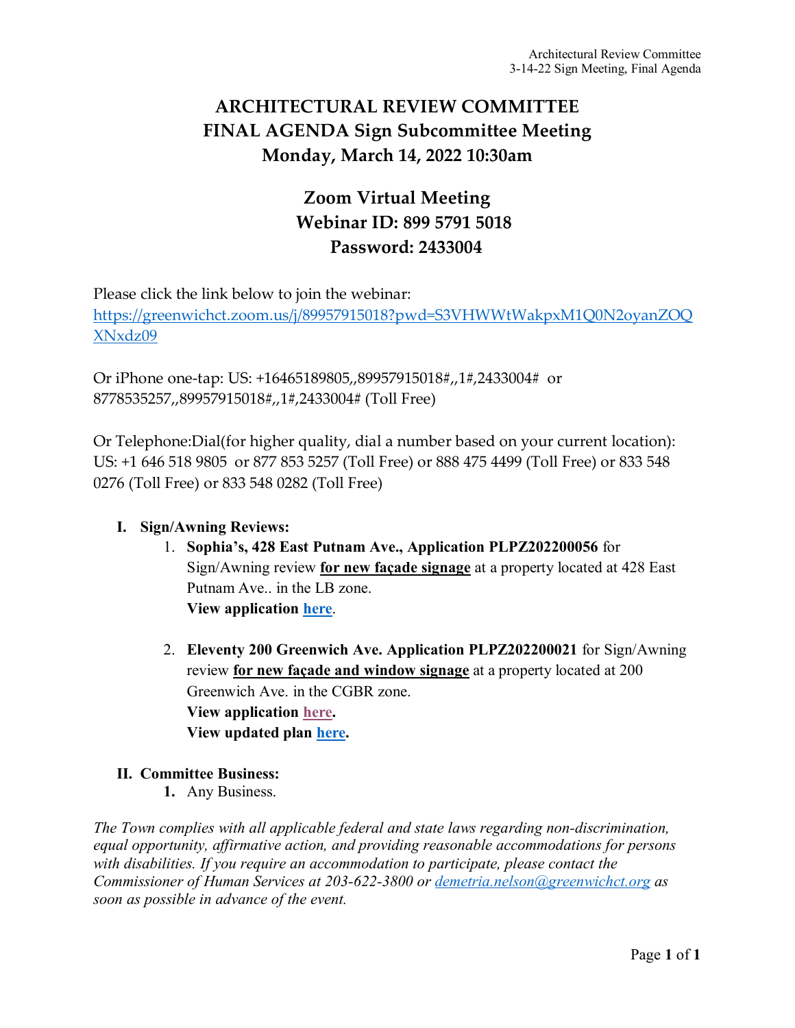# ARCHITECTURAL REVIEW COMMITTEE
# FINAL AGENDA Sign Subcommittee Meeting
# Monday, March 14, 2022 10:30am

## Zoom Virtual Meeting
## Webinar ID: 899 5791 5018
## Password: 2433004

Please click the link below to join the webinar:
[https://greenwichct.zoom.us/j/89957915018?pwd=S3VHWWtWakpxM1Q0N2oyanZOQXNxdz09](https://greenwichct.zoom.us/j/89957915018?pwd=S3VHWWtWakpxM1Q0N2oyanZOQXNxdz09)

Or iPhone one-tap: US: +16465189805,,89957915018#,,1#,2433004# or 8778535257,,89957915018#,,1#,2433004# (Toll Free)

Or Telephone:Dial(for higher quality, dial a number based on your current location): US: +1 646 518 9805 or 877 853 5257 (Toll Free) or 888 475 4499 (Toll Free) or 833 548 0276 (Toll Free) or 833 548 0282 (Toll Free)

**I. Sign/Awning Reviews:**

1. **Sophia's, 428 East Putnam Ave., Application PLPZ202200056** for Sign/Awning review **<u>for new façade signage</u>** at a property located at 428 East Putnam Ave.. in the LB zone.
   **View application [here](#).**

2. **Eleventy 200 Greenwich Ave. Application PLPZ202200021** for Sign/Awning review **<u>for new façade and window signage</u>** at a property located at 200 Greenwich Ave. in the CGBR zone.
   **View application [here](#).**
   **View updated plan [here](#).**

**II. Committee Business:**

1. Any Business.

*The Town complies with all applicable federal and state laws regarding non-discrimination, equal opportunity, affirmative action, and providing reasonable accommodations for persons with disabilities. If you require an accommodation to participate, please contact the Commissioner of Human Services at 203-622-3800 or [demetria.nelson@greenwichct.org](mailto:demetria.nelson@greenwichct.org) as soon as possible in advance of the event.*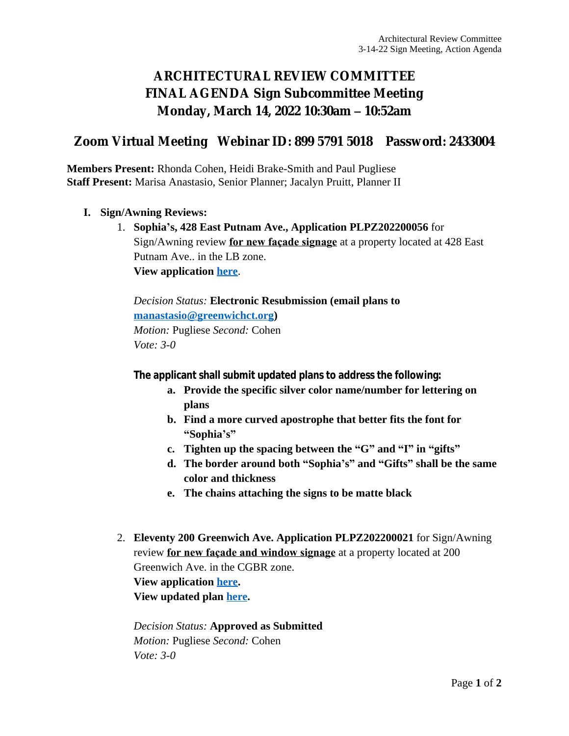# ARCHITECTURAL REVIEW COMMITTEE
# FINAL AGENDA Sign Subcommittee Meeting
# Monday, March 14, 2022 10:30am – 10:52am

## Zoom Virtual Meeting Webinar ID: 899 5791 5018 Password: 2433004

**Members Present:** Rhonda Cohen, Heidi Brake-Smith and Paul Pugliese
**Staff Present:** Marisa Anastasio, Senior Planner; Jacalyn Pruitt, Planner II

**I. Sign/Awning Reviews:**

1. **Sophia's, 428 East Putnam Ave., Application PLPZ202200056** for Sign/Awning review **for new façade signage** at a property located at 428 East Putnam Ave.. in the LB zone.
   **View application here**.

   *Decision Status:* **Electronic Resubmission (email plans to manastasio@greenwichct.org)**
   *Motion:* Pugliese *Second:* Cohen
   *Vote: 3-0*

   **The applicant shall submit updated plans to address the following:**

   a. **Provide the specific silver color name/number for lettering on plans**
   b. **Find a more curved apostrophe that better fits the font for "Sophia's"**
   c. **Tighten up the spacing between the "G" and "I" in "gifts"**
   d. **The border around both "Sophia's" and "Gifts" shall be the same color and thickness**
   e. **The chains attaching the signs to be matte black**

2. **Eleventy 200 Greenwich Ave. Application PLPZ202200021** for Sign/Awning review **for new façade and window signage** at a property located at 200 Greenwich Ave. in the CGBR zone.
   **View application here.**
   **View updated plan here.**

   *Decision Status:* **Approved as Submitted**
   *Motion:* Pugliese *Second:* Cohen
   *Vote: 3-0*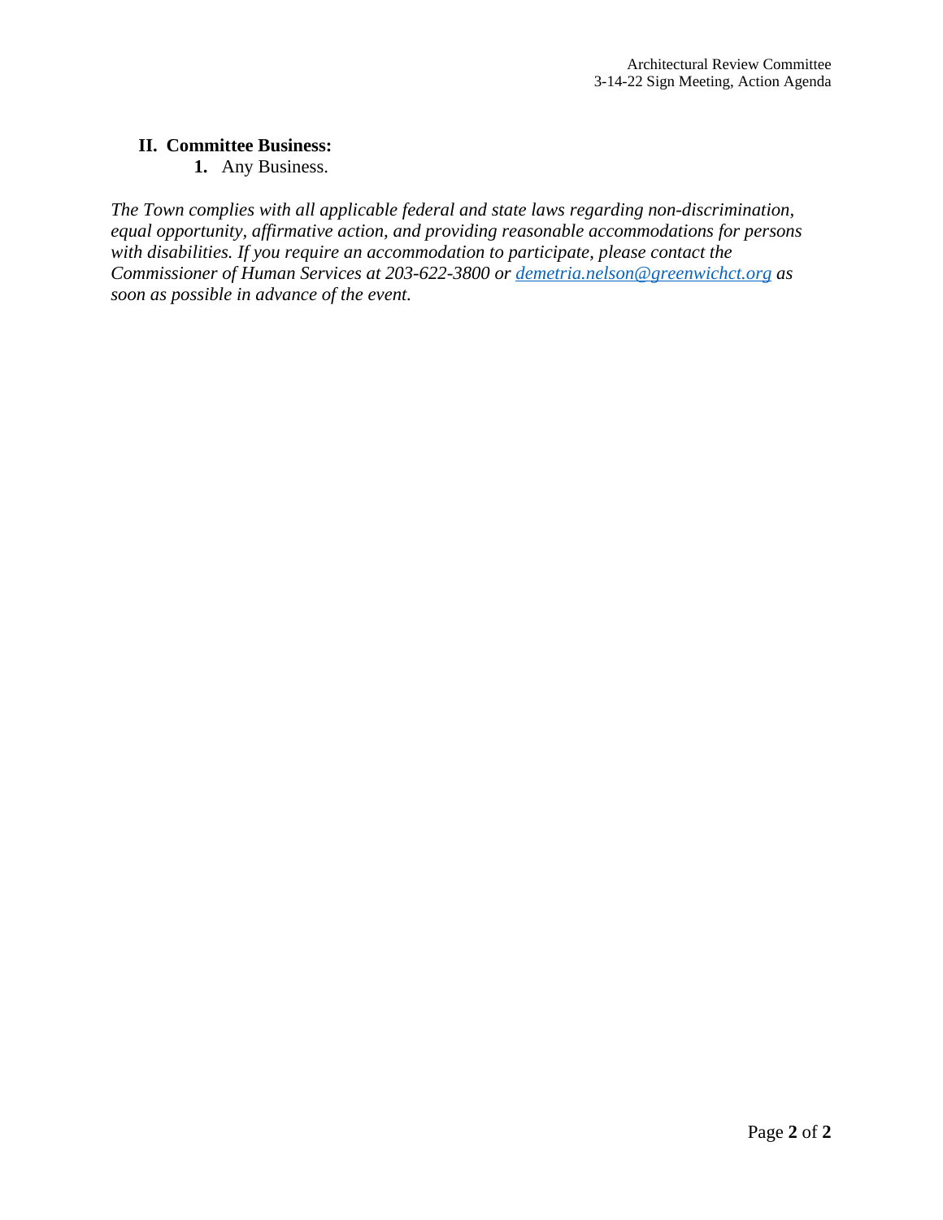## II. Committee Business:

1. Any Business.

*The Town complies with all applicable federal and state laws regarding non-discrimination, equal opportunity, affirmative action, and providing reasonable accommodations for persons with disabilities. If you require an accommodation to participate, please contact the Commissioner of Human Services at 203-622-3800 or [demetria.nelson@greenwichct.org](mailto:demetria.nelson@greenwichct.org) as soon as possible in advance of the event.*